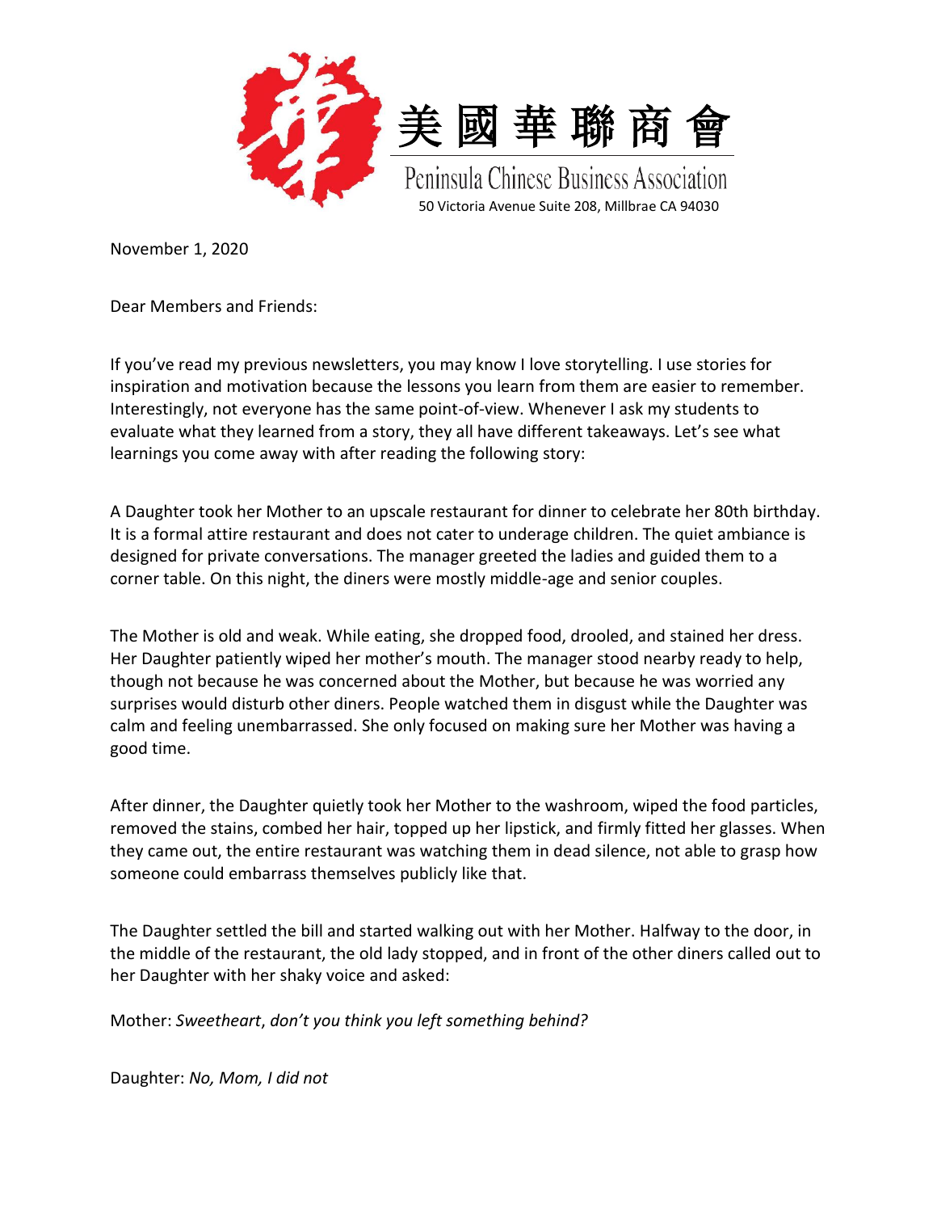美國華聯商會

Peninsula Chinese Business Association

50 Victoria Avenue Suite 208, Millbrae CA 94030

November 1, 2020

Dear Members and Friends:

If you've read my previous newsletters, you may know I love storytelling. I use stories for inspiration and motivation because the lessons you learn from them are easier to remember. Interestingly, not everyone has the same point-of-view. Whenever I ask my students to evaluate what they learned from a story, they all have different takeaways. Let's see what learnings you come away with after reading the following story:

A Daughter took her Mother to an upscale restaurant for dinner to celebrate her 80th birthday. It is a formal attire restaurant and does not cater to underage children. The quiet ambiance is designed for private conversations. The manager greeted the ladies and guided them to a corner table. On this night, the diners were mostly middle-age and senior couples.

The Mother is old and weak. While eating, she dropped food, drooled, and stained her dress. Her Daughter patiently wiped her mother's mouth. The manager stood nearby ready to help, though not because he was concerned about the Mother, but because he was worried any surprises would disturb other diners. People watched them in disgust while the Daughter was calm and feeling unembarrassed. She only focused on making sure her Mother was having a good time.

After dinner, the Daughter quietly took her Mother to the washroom, wiped the food particles, removed the stains, combed her hair, topped up her lipstick, and firmly fitted her glasses. When they came out, the entire restaurant was watching them in dead silence, not able to grasp how someone could embarrass themselves publicly like that.

The Daughter settled the bill and started walking out with her Mother. Halfway to the door, in the middle of the restaurant, the old lady stopped, and in front of the other diners called out to her Daughter with her shaky voice and asked:

Mother: *Sweetheart*, *don't you think you left something behind?*

Daughter: *No, Mom, I did not*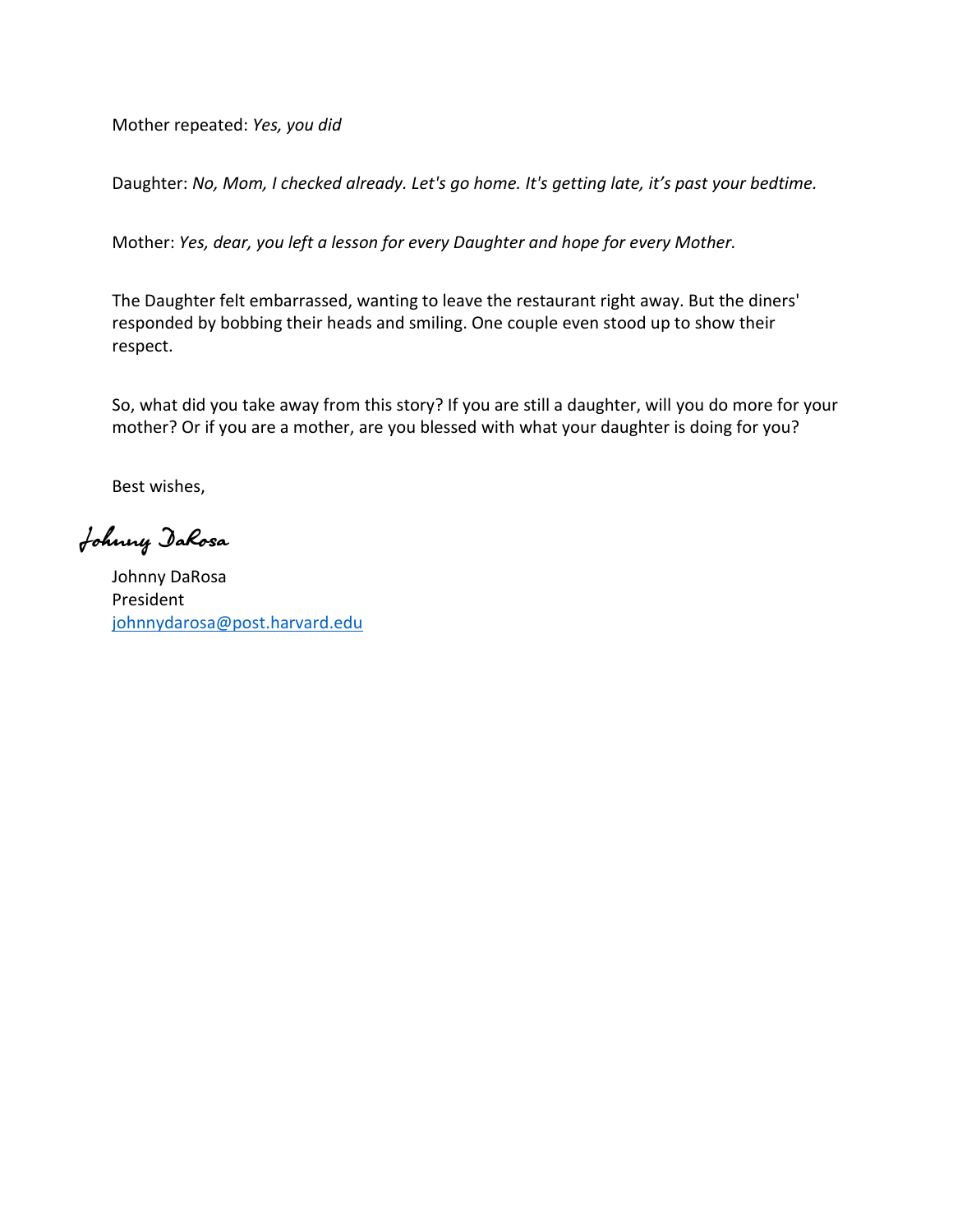Mother repeated: *Yes, you did*

Daughter: *No, Mom, I checked already. Let's go home. It's getting late, it's past your bedtime.*

Mother: *Yes, dear, you left a lesson for every Daughter and hope for every Mother.*

The Daughter felt embarrassed, wanting to leave the restaurant right away. But the diners' responded by bobbing their heads and smiling. One couple even stood up to show their respect.

So, what did you take away from this story? If you are still a daughter, will you do more for your mother? Or if you are a mother, are you blessed with what your daughter is doing for you?

Best wishes,

*Johnny DaRosa*

Johnny DaRosa  
President  
johnnydarosa@post.harvard.edu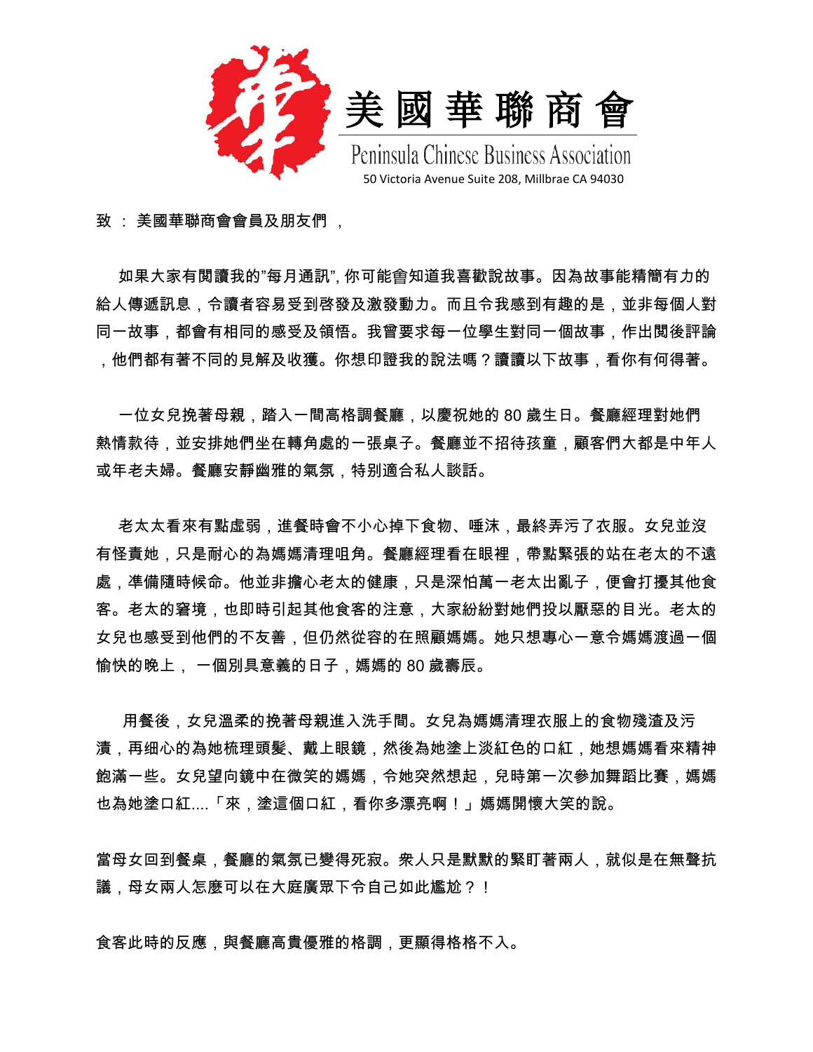# 美國華聯商會

Peninsula Chinese Business Association

50 Victoria Avenue Suite 208, Millbrae CA 94030

致 ： 美國華聯商會會員及朋友們 ，

如果大家有閱讀我的"每月通訊", 你可能會知道我喜歡說故事。因為故事能精簡有力的給人傳遞訊息，令讀者容易受到啓發及激發動力。而且令我感到有趣的是，並非每個人對同一故事，都會有相同的感受及領悟。我曾要求每一位學生對同一個故事，作出閱後評論，他們都有著不同的見解及收獲。你想印證我的說法嗎？讀讀以下故事，看你有何得著。

一位女兒挽著母親，踏入一間高格調餐廳，以慶祝她的 80 歲生日。餐廳經理對她們熱情款待，並安排她們坐在轉角處的一張桌子。餐廳並不招待孩童，顧客們大都是中年人或年老夫婦。餐廳安靜幽雅的氣氛，特別適合私人談話。

老太太看來有點虛弱，進餐時會不小心掉下食物、唾沫，最終弄污了衣服。女兒並沒有怪責她，只是耐心的為媽媽清理咀角。餐廳經理看在眼裡，帶點緊張的站在老太的不遠處，準備隨時候命。他並非擔心老太的健康，只是深怕萬一老太出亂子，便會打擾其他食客。老太的窘境，也即時引起其他食客的注意，大家紛紛對她們投以厭惡的目光。老太的女兒也感受到他們的不友善，但仍然從容的在照顧媽媽。她只想專心一意令媽媽渡過一個愉快的晚上， 一個別具意義的日子，媽媽的 80 歲壽辰。

用餐後，女兒溫柔的挽著母親進入洗手間。女兒為媽媽清理衣服上的食物殘渣及污漬，再细心的為她梳理頭髮、戴上眼鏡，然後為她塗上淡紅色的口紅，她想媽媽看來精神飽滿一些。女兒望向鏡中在微笑的媽媽，令她突然想起，兒時第一次參加舞蹈比賽，媽媽也為她塗口紅....「來，塗這個口紅，看你多漂亮啊！」媽媽開懷大笑的說。

當母女回到餐桌，餐廳的氣氛已變得死寂。眾人只是默默的緊盯著兩人，就似是在無聲抗議，母女兩人怎麼可以在大庭廣眾下令自己如此尷尬？！

食客此時的反應，與餐廳高貴優雅的格調，更顯得格格不入。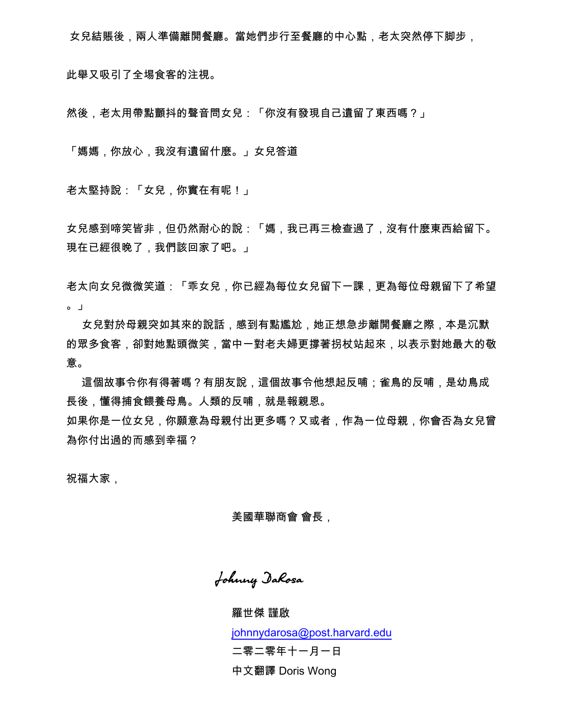女兒結賬後，兩人準備離開餐廳。當她們步行至餐廳的中心點，老太突然停下腳步，

此舉又吸引了全場食客的注視。

然後，老太用帶點顫抖的聲音問女兒：「你沒有發現自己遺留了東西嗎？」

「媽媽，你放心，我沒有遺留什麼。」女兒答道

老太堅持說：「女兒，你實在有呢！」

女兒感到啼笑皆非，但仍然耐心的說：「媽，我已再三檢查過了，沒有什麼東西給留下。現在已經很晚了，我們該回家了吧。」

老太向女兒微微笑道：「乖女兒，你已經為每位女兒留下一課，更為每位母親留下了希望。」

女兒對於母親突如其來的說話，感到有點尷尬，她正想急步離開餐廳之際，本是沉默的眾多食客，卻對她點頭微笑，當中一對老夫婦更撐著拐杖站起來，以表示對她最大的敬意。

這個故事令你有得著嗎？有朋友說，這個故事令他想起反哺；雀鳥的反哺，是幼鳥成長後，懂得捕食餵養母鳥。人類的反哺，就是報親恩。

如果你是一位女兒，你願意為母親付出更多嗎？又或者，作為一位母親，你會否為女兒曾為你付出過的而感到幸福？

祝福大家，

美國華聯商會 會長，

Johnny DaRosa

羅世傑 謹啟

johnnydarosa@post.harvard.edu

二零二零年十一月一日

中文翻譯 Doris Wong